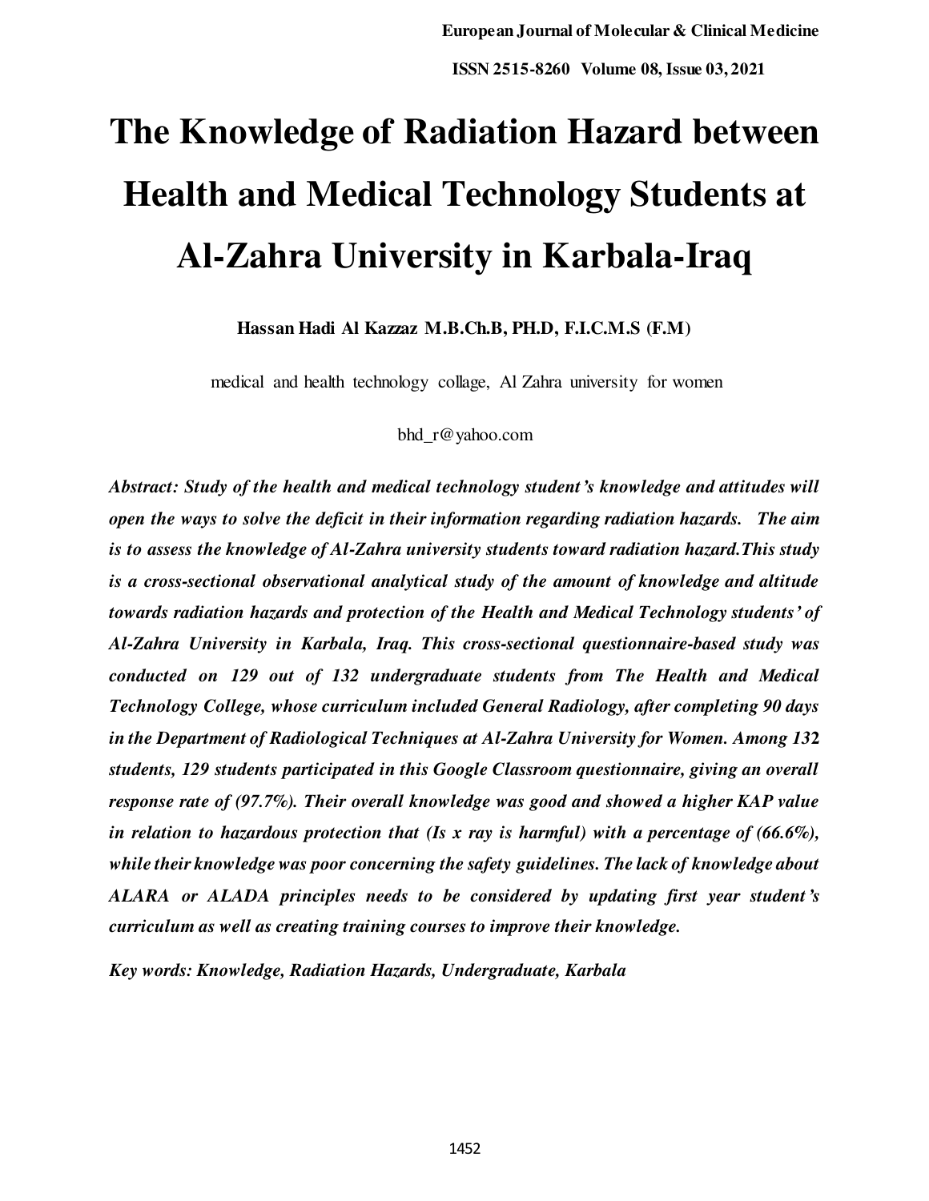# The Knowledge of Radiation Hazard between Health and Medical Technology Students at Al-Zahra University in Karbala-Iraq

**Hassan Hadi Al Kazzaz M.B.Ch.B, PH.D, F.I.C.M.S (F.M)**

medical and health technology collage, Al Zahra university for women

bhd_r@yahoo.com

***Abstract:** Study of the health and medical technology student's knowledge and attitudes will open the ways to solve the deficit in their information regarding radiation hazards. The aim is to assess the knowledge of Al-Zahra university students toward radiation hazard.This study is a cross-sectional observational analytical study of the amount of knowledge and altitude towards radiation hazards and protection of the Health and Medical Technology students' of Al-Zahra University in Karbala, Iraq. This cross-sectional questionnaire-based study was conducted on 129 out of 132 undergraduate students from The Health and Medical Technology College, whose curriculum included General Radiology, after completing 90 days in the Department of Radiological Techniques at Al-Zahra University for Women. Among 132 students, 129 students participated in this Google Classroom questionnaire, giving an overall response rate of (97.7%). Their overall knowledge was good and showed a higher KAP value in relation to hazardous protection that (Is x ray is harmful) with a percentage of (66.6%), while their knowledge was poor concerning the safety guidelines. The lack of knowledge about ALARA or ALADA principles needs to be considered by updating first year student's curriculum as well as creating training courses to improve their knowledge.*

***Key words:** Knowledge, Radiation Hazards, Undergraduate, Karbala*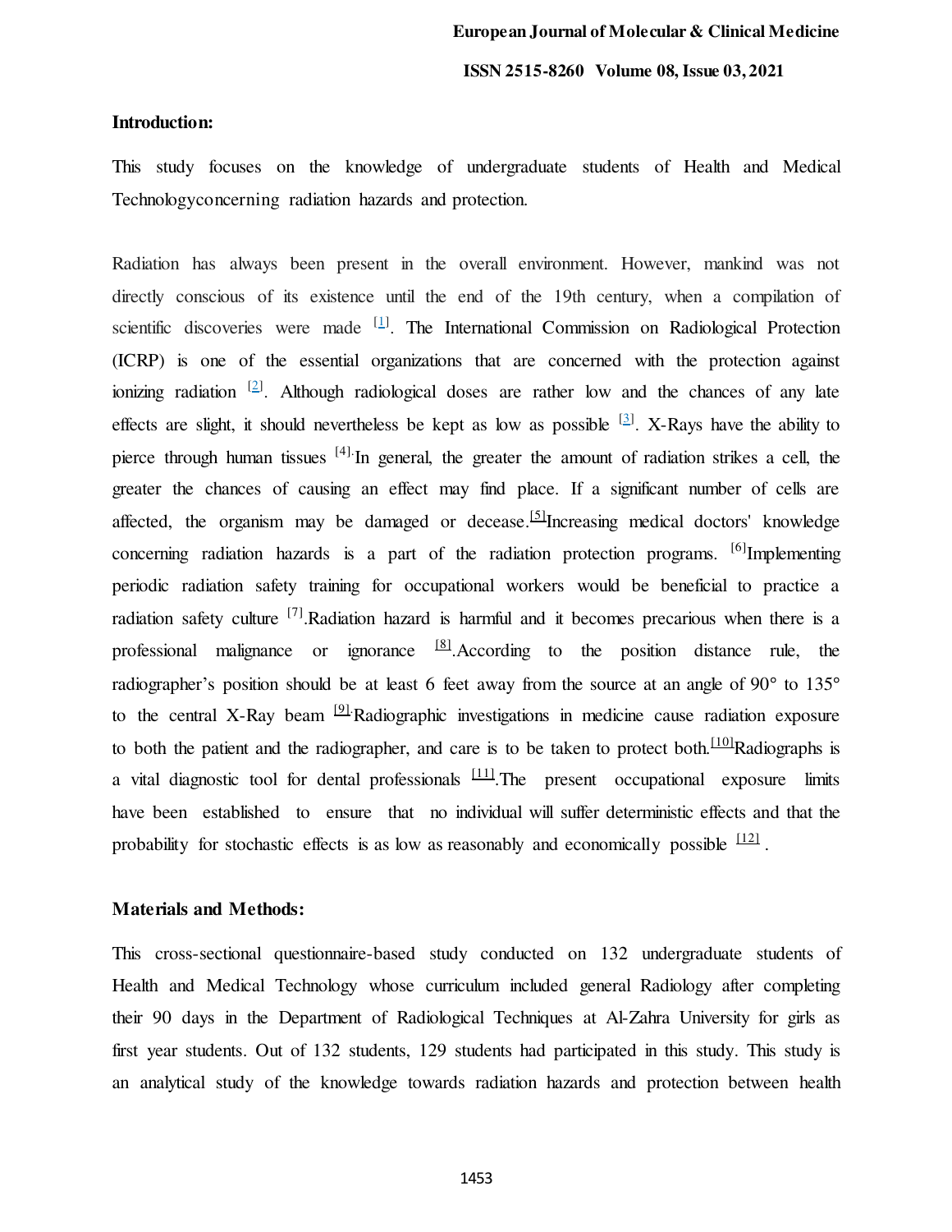## Introduction:

This study focuses on the knowledge of undergraduate students of Health and Medical Technologyconcerning radiation hazards and protection.

Radiation has always been present in the overall environment. However, mankind was not directly conscious of its existence until the end of the 19th century, when a compilation of scientific discoveries were made [1]. The International Commission on Radiological Protection (ICRP) is one of the essential organizations that are concerned with the protection against ionizing radiation [2]. Although radiological doses are rather low and the chances of any late effects are slight, it should nevertheless be kept as low as possible [3]. X-Rays have the ability to pierce through human tissues [4].In general, the greater the amount of radiation strikes a cell, the greater the chances of causing an effect may find place. If a significant number of cells are affected, the organism may be damaged or decease.[5]Increasing medical doctors' knowledge concerning radiation hazards is a part of the radiation protection programs. [6]Implementing periodic radiation safety training for occupational workers would be beneficial to practice a radiation safety culture [7].Radiation hazard is harmful and it becomes precarious when there is a professional malignance or ignorance [8].According to the position distance rule, the radiographer's position should be at least 6 feet away from the source at an angle of 90° to 135° to the central X-Ray beam [9].Radiographic investigations in medicine cause radiation exposure to both the patient and the radiographer, and care is to be taken to protect both.[10]Radiographs is a vital diagnostic tool for dental professionals [11].The present occupational exposure limits have been established to ensure that no individual will suffer deterministic effects and that the probability for stochastic effects is as low as reasonably and economically possible [12].

## Materials and Methods:

This cross-sectional questionnaire-based study conducted on 132 undergraduate students of Health and Medical Technology whose curriculum included general Radiology after completing their 90 days in the Department of Radiological Techniques at Al-Zahra University for girls as first year students. Out of 132 students, 129 students had participated in this study. This study is an analytical study of the knowledge towards radiation hazards and protection between health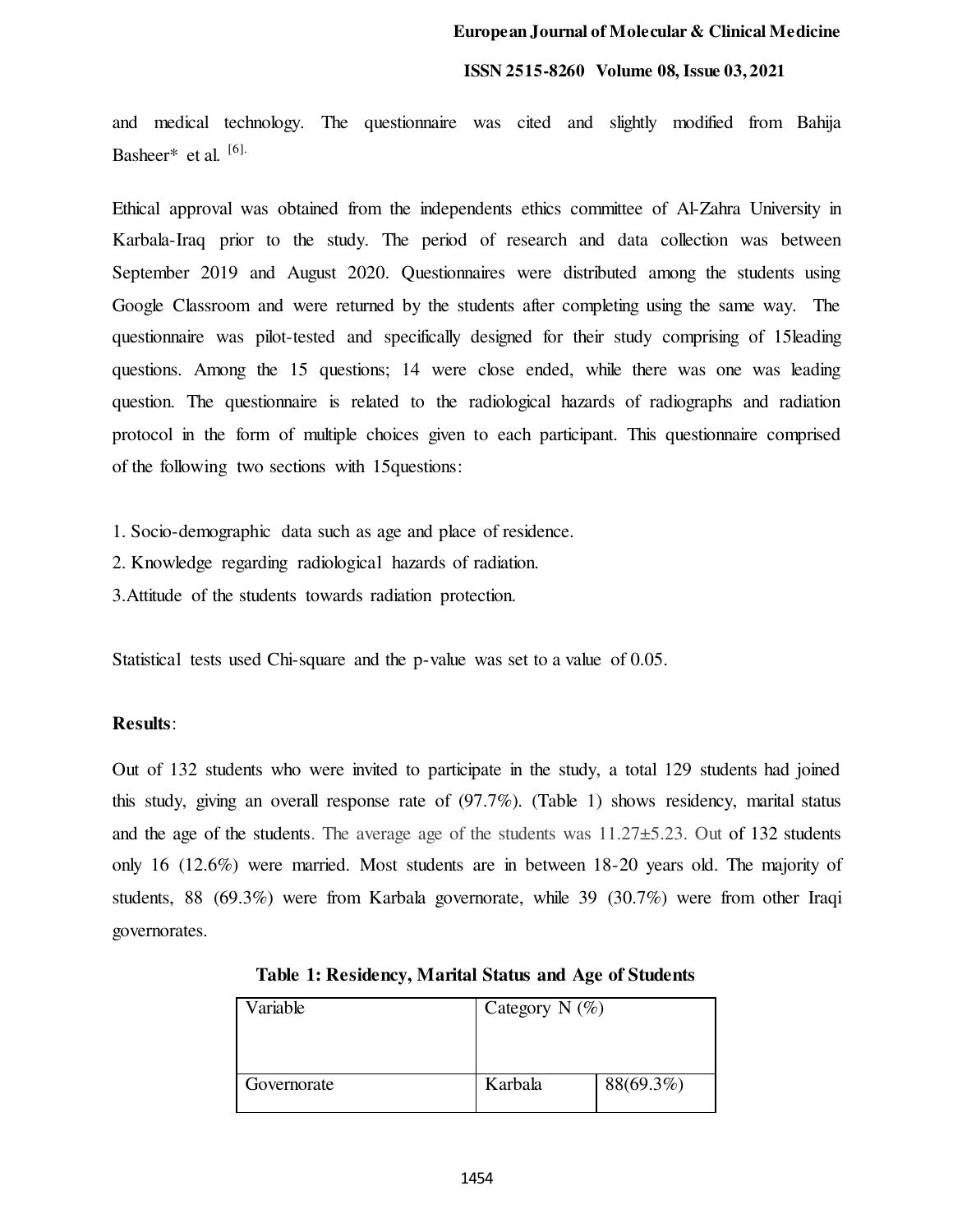and medical technology. The questionnaire was cited and slightly modified from Bahija Basheer* et al. [6].

Ethical approval was obtained from the independents ethics committee of Al-Zahra University in Karbala-Iraq prior to the study. The period of research and data collection was between September 2019 and August 2020. Questionnaires were distributed among the students using Google Classroom and were returned by the students after completing using the same way. The questionnaire was pilot-tested and specifically designed for their study comprising of 15leading questions. Among the 15 questions; 14 were close ended, while there was one was leading question. The questionnaire is related to the radiological hazards of radiographs and radiation protocol in the form of multiple choices given to each participant. This questionnaire comprised of the following two sections with 15questions:

1. Socio-demographic data such as age and place of residence.
2. Knowledge regarding radiological hazards of radiation.
3. Attitude of the students towards radiation protection.

Statistical tests used Chi-square and the p-value was set to a value of 0.05.

**Results**:

Out of 132 students who were invited to participate in the study, a total 129 students had joined this study, giving an overall response rate of (97.7%). (Table 1) shows residency, marital status and the age of the students. The average age of the students was 11.27±5.23. Out of 132 students only 16 (12.6%) were married. Most students are in between 18-20 years old. The majority of students, 88 (69.3%) were from Karbala governorate, while 39 (30.7%) were from other Iraqi governorates.

**Table 1: Residency, Marital Status and Age of Students**

| Variable | Category N (%) | |
|---|---|---|
| Governorate | Karbala | 88(69.3%) |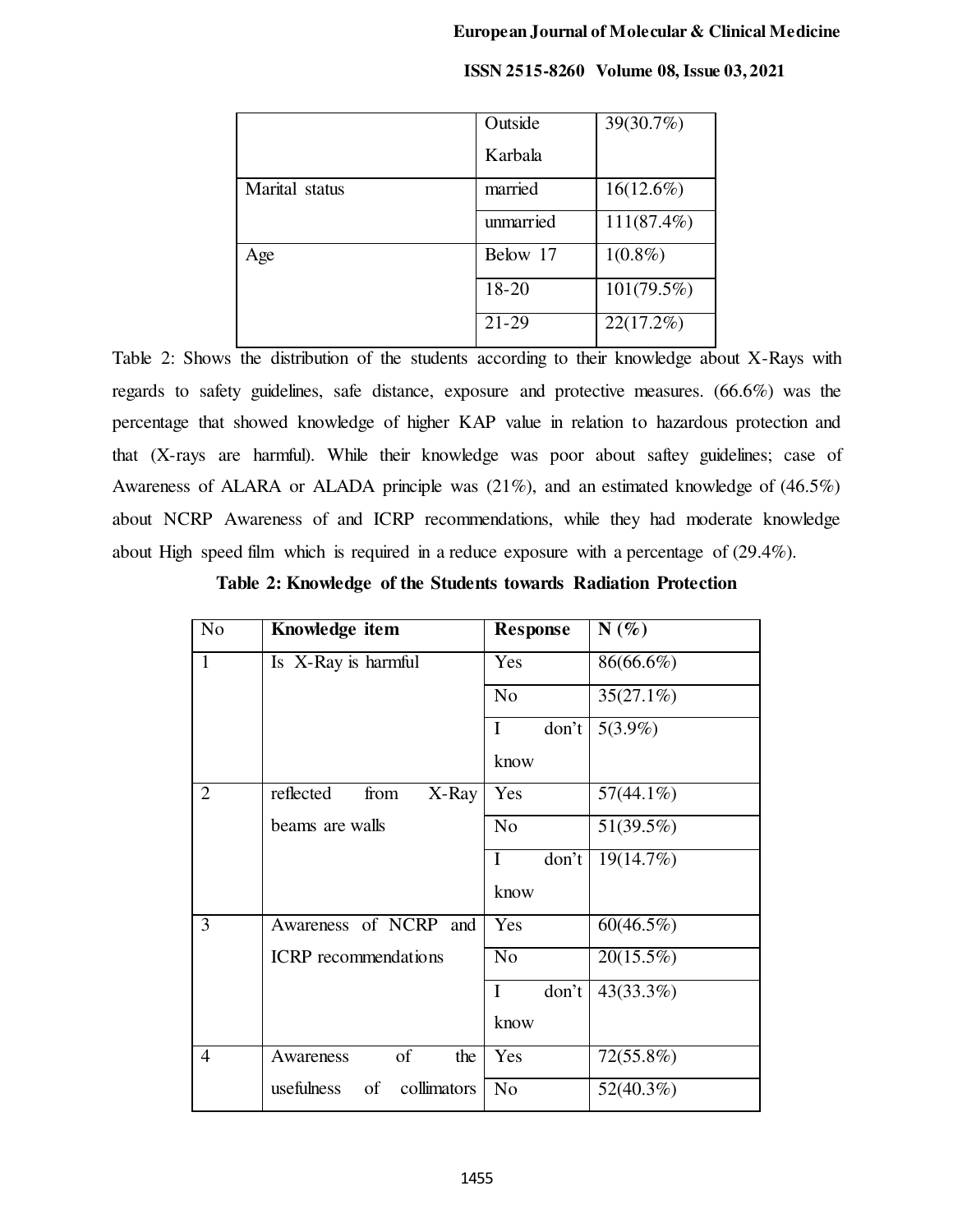| | Outside Karbala | 39(30.7%) |
|---|---|---|
| Marital status | married | 16(12.6%) |
| | unmarried | 111(87.4%) |
| Age | Below 17 | 1(0.8%) |
| | 18-20 | 101(79.5%) |
| | 21-29 | 22(17.2%) |

Table 2: Shows the distribution of the students according to their knowledge about X-Rays with regards to safety guidelines, safe distance, exposure and protective measures. (66.6%) was the percentage that showed knowledge of higher KAP value in relation to hazardous protection and that (X-rays are harmful). While their knowledge was poor about saftey guidelines; case of Awareness of ALARA or ALADA principle was (21%), and an estimated knowledge of (46.5%) about NCRP Awareness of and ICRP recommendations, while they had moderate knowledge about High speed film which is required in a reduce exposure with a percentage of (29.4%).

**Table 2: Knowledge of the Students towards Radiation Protection**

| No | Knowledge item | Response | N (%) |
|---|---|---|---|
| 1 | Is X-Ray is harmful | Yes | 86(66.6%) |
| | | No | 35(27.1%) |
| | | I don't know | 5(3.9%) |
| 2 | reflected from X-Ray beams are walls | Yes | 57(44.1%) |
| | | No | 51(39.5%) |
| | | I don't know | 19(14.7%) |
| 3 | Awareness of NCRP and ICRP recommendations | Yes | 60(46.5%) |
| | | No | 20(15.5%) |
| | | I don't know | 43(33.3%) |
| 4 | Awareness of the usefulness of collimators | Yes | 72(55.8%) |
| | | No | 52(40.3%) |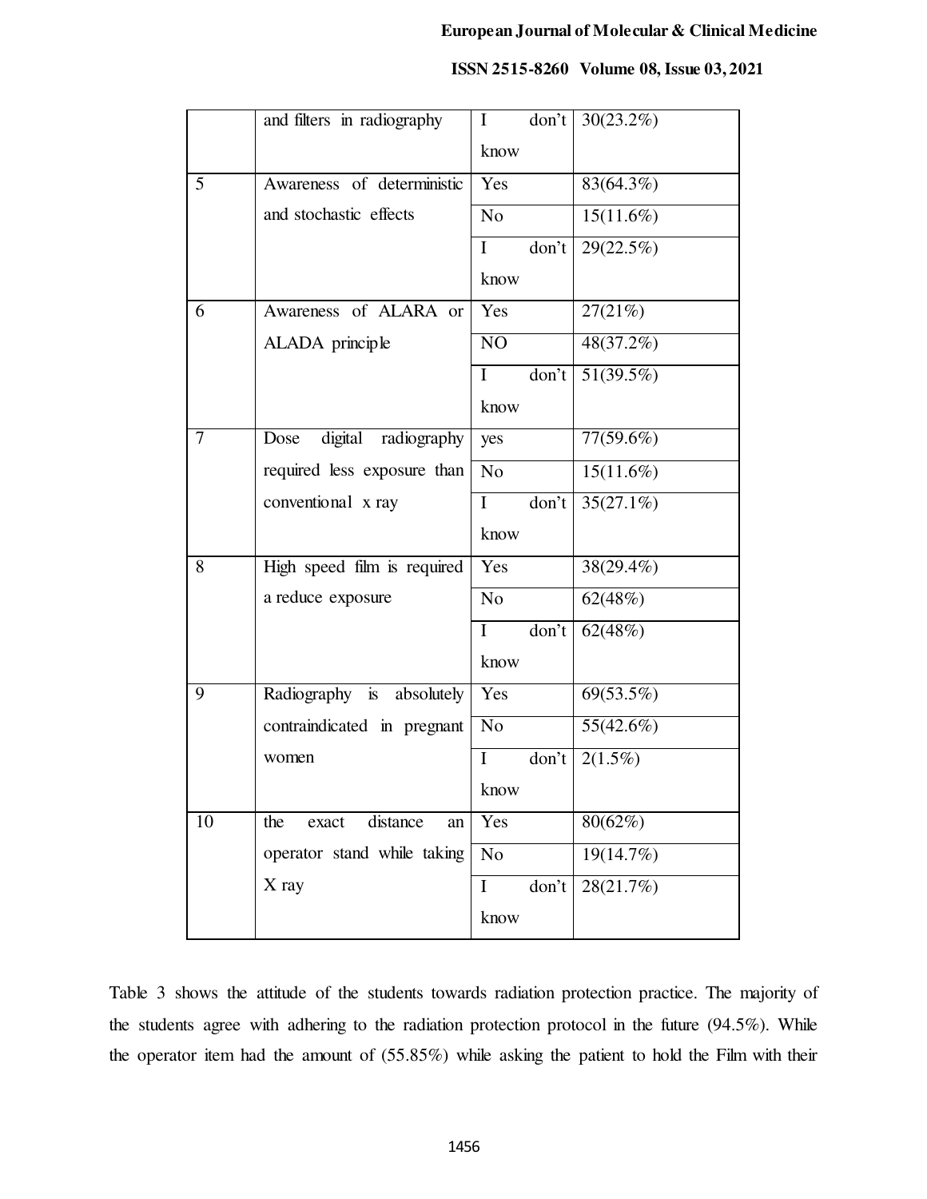|  | and filters in radiography | I don't know | 30(23.2%) |
|---|---|---|---|
| 5 | Awareness of deterministic and stochastic effects | Yes | 83(64.3%) |
|  |  | No | 15(11.6%) |
|  |  | I don't know | 29(22.5%) |
| 6 | Awareness of ALARA or ALADA principle | Yes | 27(21%) |
|  |  | NO | 48(37.2%) |
|  |  | I don't know | 51(39.5%) |
| 7 | Dose digital radiography required less exposure than conventional x ray | yes | 77(59.6%) |
|  |  | No | 15(11.6%) |
|  |  | I don't know | 35(27.1%) |
| 8 | High speed film is required a reduce exposure | Yes | 38(29.4%) |
|  |  | No | 62(48%) |
|  |  | I don't know | 62(48%) |
| 9 | Radiography is absolutely contraindicated in pregnant women | Yes | 69(53.5%) |
|  |  | No | 55(42.6%) |
|  |  | I don't know | 2(1.5%) |
| 10 | the exact distance an operator stand while taking X ray | Yes | 80(62%) |
|  |  | No | 19(14.7%) |
|  |  | I don't know | 28(21.7%) |

Table 3 shows the attitude of the students towards radiation protection practice. The majority of the students agree with adhering to the radiation protection protocol in the future (94.5%). While the operator item had the amount of (55.85%) while asking the patient to hold the Film with their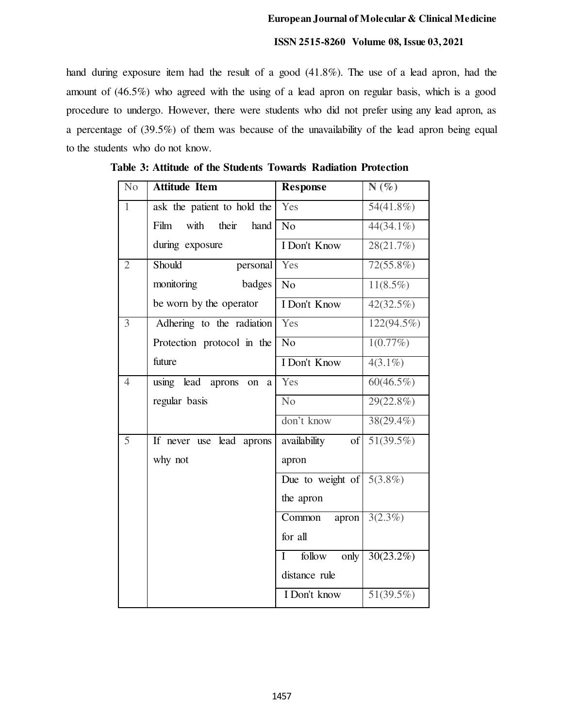hand during exposure item had the result of a good (41.8%). The use of a lead apron, had the amount of (46.5%) who agreed with the using of a lead apron on regular basis, which is a good procedure to undergo. However, there were students who did not prefer using any lead apron, as a percentage of (39.5%) of them was because of the unavailability of the lead apron being equal to the students who do not know.

**Table 3: Attitude of the Students Towards Radiation Protection**

| No | Attitude Item | Response | N (%) |
|---|---|---|---|
| 1 | ask the patient to hold the Film with their hand during exposure | Yes | 54(41.8%) |
| | | No | 44(34.1%) |
| | | I Don't Know | 28(21.7%) |
| 2 | Should personal monitoring badges be worn by the operator | Yes | 72(55.8%) |
| | | No | 11(8.5%) |
| | | I Don't Know | 42(32.5%) |
| 3 | Adhering to the radiation Protection protocol in the future | Yes | 122(94.5%) |
| | | No | 1(0.77%) |
| | | I Don't Know | 4(3.1%) |
| 4 | using lead aprons on a regular basis | Yes | 60(46.5%) |
| | | No | 29(22.8%) |
| | | don't know | 38(29.4%) |
| 5 | If never use lead aprons why not | availability of apron | 51(39.5%) |
| | | Due to weight of the apron | 5(3.8%) |
| | | Common apron for all | 3(2.3%) |
| | | I follow only distance rule | 30(23.2%) |
| | | I Don't know | 51(39.5%) |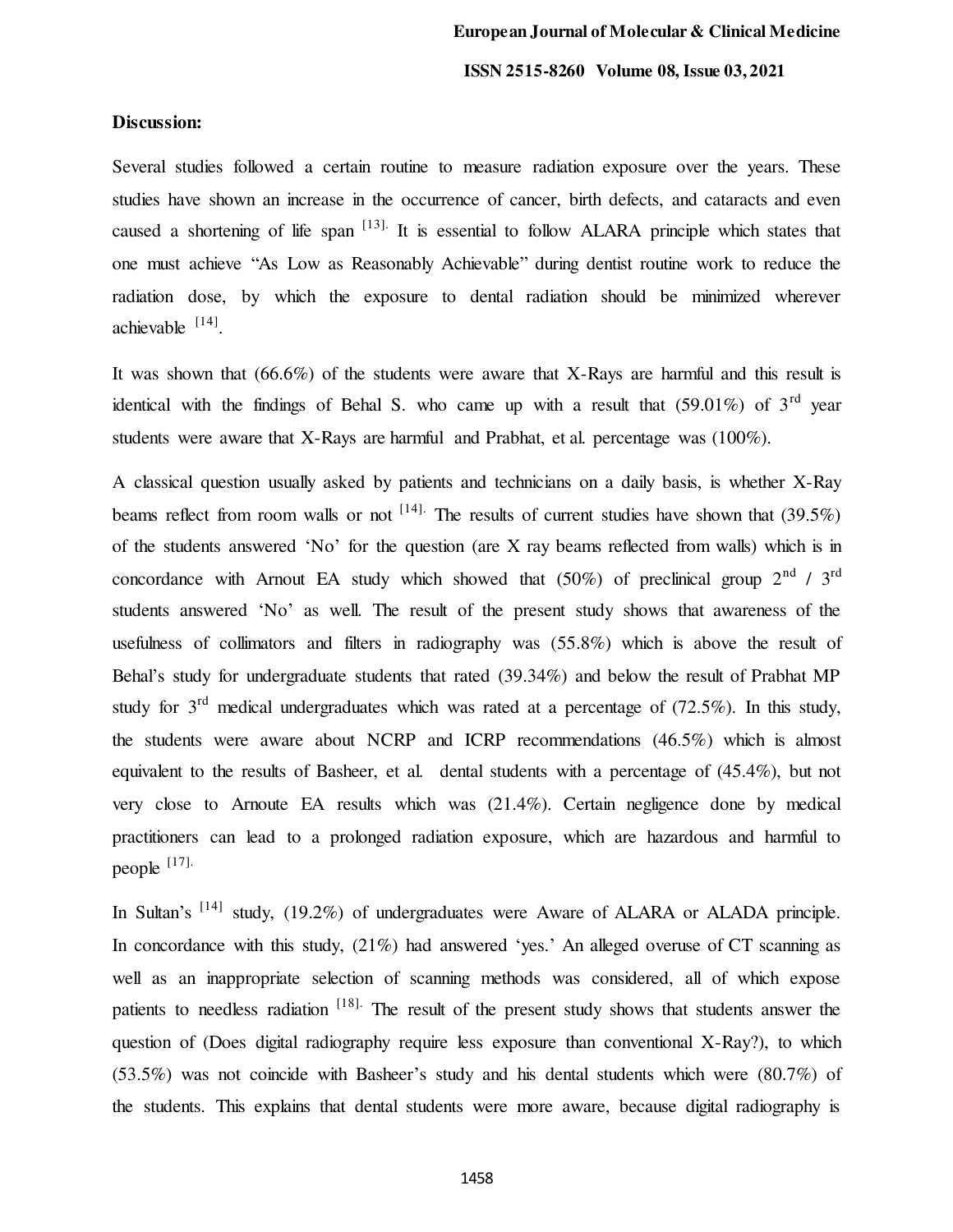**Discussion:**

Several studies followed a certain routine to measure radiation exposure over the years. These studies have shown an increase in the occurrence of cancer, birth defects, and cataracts and even caused a shortening of life span [13]. It is essential to follow ALARA principle which states that one must achieve "As Low as Reasonably Achievable" during dentist routine work to reduce the radiation dose, by which the exposure to dental radiation should be minimized wherever achievable [14].

It was shown that (66.6%) of the students were aware that X-Rays are harmful and this result is identical with the findings of Behal S. who came up with a result that (59.01%) of 3rd year students were aware that X-Rays are harmful and Prabhat, et al. percentage was (100%).

A classical question usually asked by patients and technicians on a daily basis, is whether X-Ray beams reflect from room walls or not [14]. The results of current studies have shown that (39.5%) of the students answered 'No' for the question (are X ray beams reflected from walls) which is in concordance with Arnout EA study which showed that (50%) of preclinical group 2nd / 3rd students answered 'No' as well. The result of the present study shows that awareness of the usefulness of collimators and filters in radiography was (55.8%) which is above the result of Behal's study for undergraduate students that rated (39.34%) and below the result of Prabhat MP study for 3rd medical undergraduates which was rated at a percentage of (72.5%). In this study, the students were aware about NCRP and ICRP recommendations (46.5%) which is almost equivalent to the results of Basheer, et al. dental students with a percentage of (45.4%), but not very close to Arnoute EA results which was (21.4%). Certain negligence done by medical practitioners can lead to a prolonged radiation exposure, which are hazardous and harmful to people [17].

In Sultan's [14] study, (19.2%) of undergraduates were Aware of ALARA or ALADA principle. In concordance with this study, (21%) had answered 'yes.' An alleged overuse of CT scanning as well as an inappropriate selection of scanning methods was considered, all of which expose patients to needless radiation [18]. The result of the present study shows that students answer the question of (Does digital radiography require less exposure than conventional X-Ray?), to which (53.5%) was not coincide with Basheer's study and his dental students which were (80.7%) of the students. This explains that dental students were more aware, because digital radiography is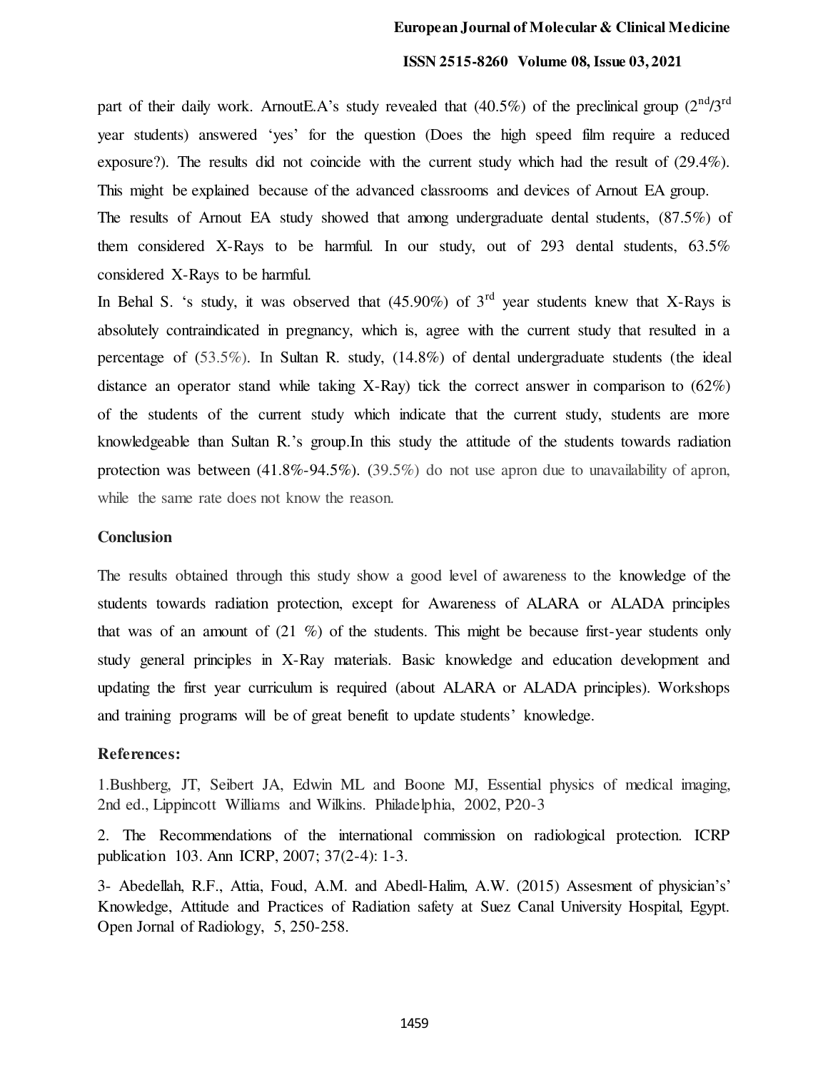part of their daily work. ArnoutE.A's study revealed that (40.5%) of the preclinical group (2nd/3rd year students) answered 'yes' for the question (Does the high speed film require a reduced exposure?). The results did not coincide with the current study which had the result of (29.4%). This might be explained because of the advanced classrooms and devices of Arnout EA group.

The results of Arnout EA study showed that among undergraduate dental students, (87.5%) of them considered X-Rays to be harmful. In our study, out of 293 dental students, 63.5% considered X-Rays to be harmful.

In Behal S. 's study, it was observed that (45.90%) of 3rd year students knew that X-Rays is absolutely contraindicated in pregnancy, which is, agree with the current study that resulted in a percentage of (53.5%). In Sultan R. study, (14.8%) of dental undergraduate students (the ideal distance an operator stand while taking X-Ray) tick the correct answer in comparison to (62%) of the students of the current study which indicate that the current study, students are more knowledgeable than Sultan R.'s group.In this study the attitude of the students towards radiation protection was between (41.8%-94.5%). (39.5%) do not use apron due to unavailability of apron, while the same rate does not know the reason.

## Conclusion

The results obtained through this study show a good level of awareness to the knowledge of the students towards radiation protection, except for Awareness of ALARA or ALADA principles that was of an amount of (21 %) of the students. This might be because first-year students only study general principles in X-Ray materials. Basic knowledge and education development and updating the first year curriculum is required (about ALARA or ALADA principles). Workshops and training programs will be of great benefit to update students' knowledge.

## References:

1.Bushberg, JT, Seibert JA, Edwin ML and Boone MJ, Essential physics of medical imaging, 2nd ed., Lippincott Williams and Wilkins. Philadelphia, 2002, P20-3

2. The Recommendations of the international commission on radiological protection. ICRP publication 103. Ann ICRP, 2007; 37(2-4): 1-3.

3- Abedellah, R.F., Attia, Foud, A.M. and Abedl-Halim, A.W. (2015) Assesment of physician's' Knowledge, Attitude and Practices of Radiation safety at Suez Canal University Hospital, Egypt. Open Jornal of Radiology, 5, 250-258.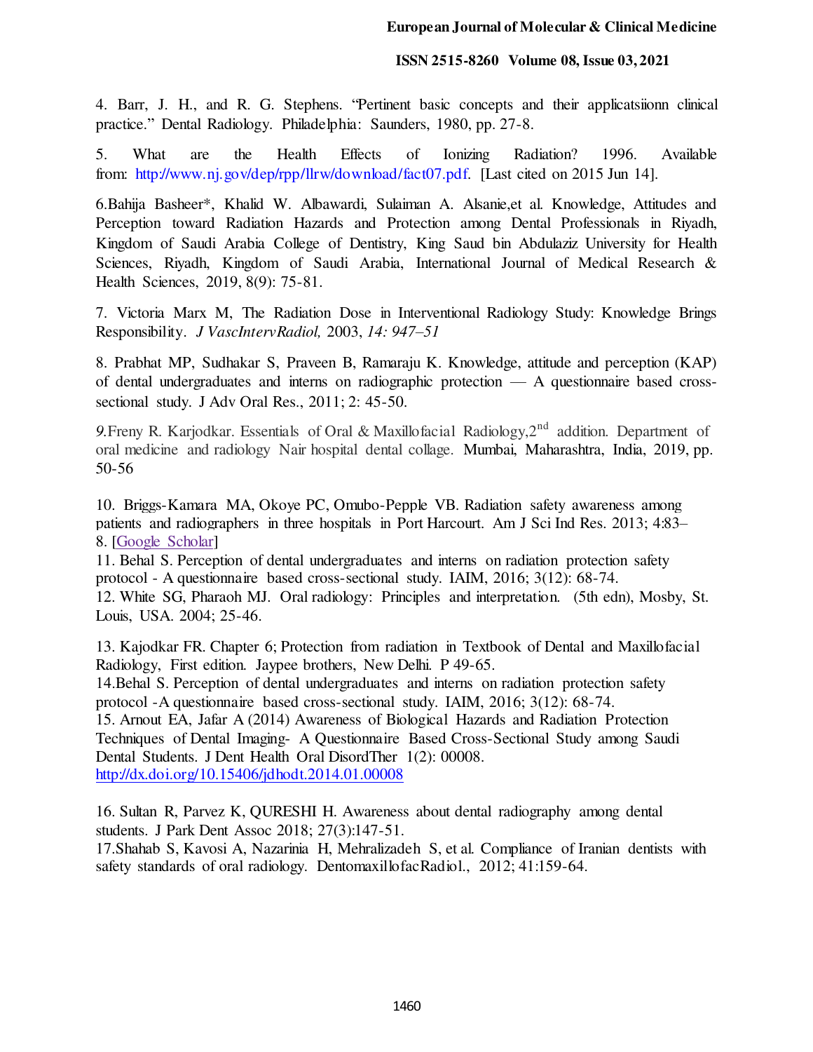4. Barr, J. H., and R. G. Stephens. "Pertinent basic concepts and their applicatsiionn clinical practice." Dental Radiology. Philadelphia: Saunders, 1980, pp. 27-8.

5. What are the Health Effects of Ionizing Radiation? 1996. Available from: http://www.nj.gov/dep/rpp/llrw/download/fact07.pdf. [Last cited on 2015 Jun 14].

6.Bahija Basheer*, Khalid W. Albawardi, Sulaiman A. Alsanie,et al. Knowledge, Attitudes and Perception toward Radiation Hazards and Protection among Dental Professionals in Riyadh, Kingdom of Saudi Arabia College of Dentistry, King Saud bin Abdulaziz University for Health Sciences, Riyadh, Kingdom of Saudi Arabia, International Journal of Medical Research & Health Sciences, 2019, 8(9): 75-81.

7. Victoria Marx M, The Radiation Dose in Interventional Radiology Study: Knowledge Brings Responsibility. *J VascIntervRadiol,* 2003, *14: 947–51*

8. Prabhat MP, Sudhakar S, Praveen B, Ramaraju K. Knowledge, attitude and perception (KAP) of dental undergraduates and interns on radiographic protection — A questionnaire based cross-sectional study. J Adv Oral Res., 2011; 2: 45-50.

*9.*Freny R. Karjodkar. Essentials of Oral & Maxillofacial Radiology,2nd addition. Department of oral medicine and radiology Nair hospital dental collage. Mumbai, Maharashtra, India, 2019, pp. 50-56

10. Briggs-Kamara MA, Okoye PC, Omubo-Pepple VB. Radiation safety awareness among patients and radiographers in three hospitals in Port Harcourt. Am J Sci Ind Res. 2013; 4:83–8. [Google Scholar]

11. Behal S. Perception of dental undergraduates and interns on radiation protection safety protocol - A questionnaire based cross-sectional study. IAIM, 2016; 3(12): 68-74.

12. White SG, Pharaoh MJ. Oral radiology: Principles and interpretation. (5th edn), Mosby, St. Louis, USA. 2004; 25-46.

13. Kajodkar FR. Chapter 6; Protection from radiation in Textbook of Dental and Maxillofacial Radiology, First edition. Jaypee brothers, New Delhi. P 49-65.

14.Behal S. Perception of dental undergraduates and interns on radiation protection safety protocol -A questionnaire based cross-sectional study. IAIM, 2016; 3(12): 68-74.

15. Arnout EA, Jafar A (2014) Awareness of Biological Hazards and Radiation Protection Techniques of Dental Imaging- A Questionnaire Based Cross-Sectional Study among Saudi Dental Students. J Dent Health Oral DisordTher 1(2): 00008. http://dx.doi.org/10.15406/jdhodt.2014.01.00008

16. Sultan R, Parvez K, QURESHI H. Awareness about dental radiography among dental students. J Park Dent Assoc 2018; 27(3):147-51.

17.Shahab S, Kavosi A, Nazarinia H, Mehralizadeh S, et al. Compliance of Iranian dentists with safety standards of oral radiology. DentomaxillofacRadiol., 2012; 41:159-64.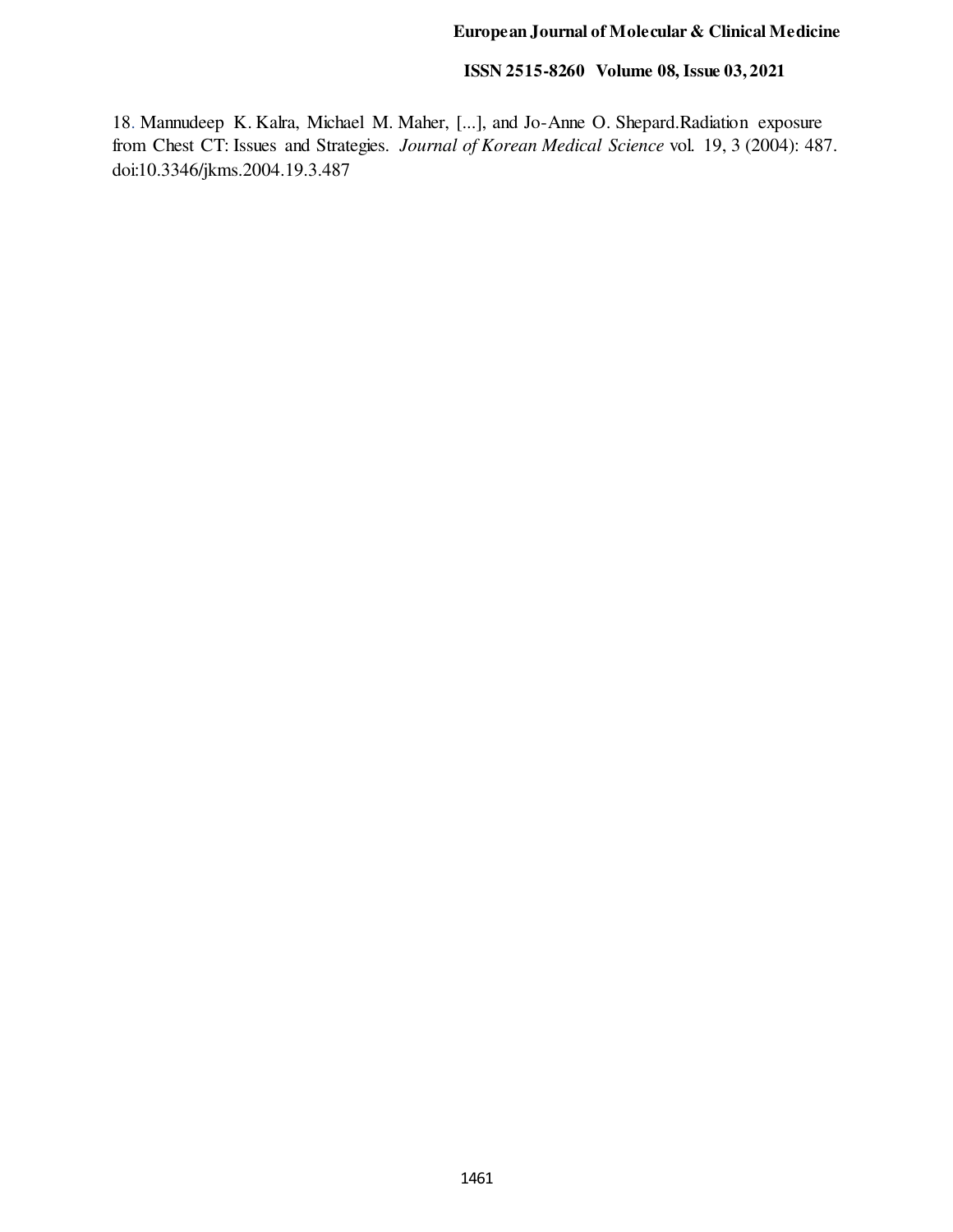18. Mannudeep K. Kalra, Michael M. Maher, [...], and Jo-Anne O. Shepard.Radiation exposure from Chest CT: Issues and Strategies. *Journal of Korean Medical Science* vol. 19, 3 (2004): 487. doi:10.3346/jkms.2004.19.3.487